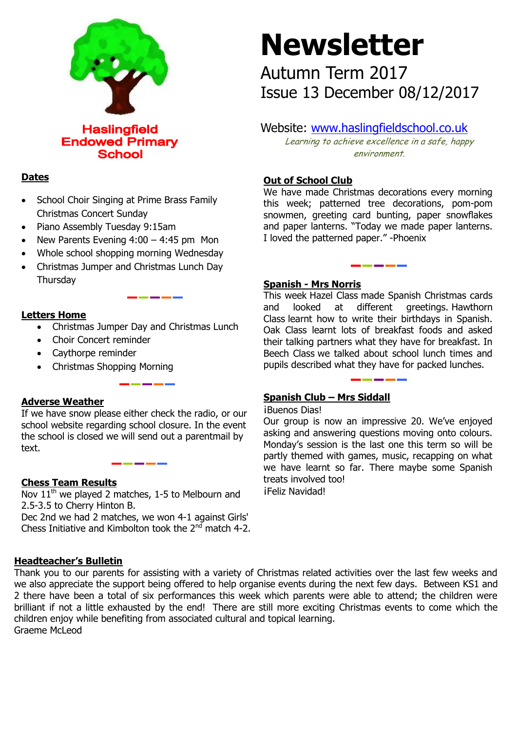**Haslingfield Endowed Primary School**

# Newsletter

Autumn Term 2017

Issue 13 December 08/12/2017

Website: www.haslingfieldschool.co.uk

*Learning to achieve excellence in a safe, happy environment.*

## Dates

- School Choir Singing at Prime Brass Family Christmas Concert Sunday
- Piano Assembly Tuesday 9:15am
- New Parents Evening 4:00 – 4:45 pm Mon
- Whole school shopping morning Wednesday
- Christmas Jumper and Christmas Lunch Day Thursday

## Letters Home

- Christmas Jumper Day and Christmas Lunch
- Choir Concert reminder
- Caythorpe reminder
- Christmas Shopping Morning

## Adverse Weather

If we have snow please either check the radio, or our school website regarding school closure. In the event the school is closed we will send out a parentmail by text.

## Chess Team Results

Nov 11th we played 2 matches, 1-5 to Melbourn and 2.5-3.5 to Cherry Hinton B.
Dec 2nd we had 2 matches, we won 4-1 against Girls' Chess Initiative and Kimbolton took the 2nd match 4-2.

## Out of School Club

We have made Christmas decorations every morning this week; patterned tree decorations, pom-pom snowmen, greeting card bunting, paper snowflakes and paper lanterns. "Today we made paper lanterns. I loved the patterned paper." -Phoenix

## Spanish - Mrs Norris

This week Hazel Class made Spanish Christmas cards and looked at different greetings. Hawthorn Class learnt how to write their birthdays in Spanish. Oak Class learnt lots of breakfast foods and asked their talking partners what they have for breakfast. In Beech Class we talked about school lunch times and pupils described what they have for packed lunches.

## Spanish Club – Mrs Siddall

¡Buenos Dias!

Our group is now an impressive 20. We've enjoyed asking and answering questions moving onto colours. Monday's session is the last one this term so will be partly themed with games, music, recapping on what we have learnt so far. There maybe some Spanish treats involved too!

¡Feliz Navidad!

## Headteacher's Bulletin

Thank you to our parents for assisting with a variety of Christmas related activities over the last few weeks and we also appreciate the support being offered to help organise events during the next few days. Between KS1 and 2 there have been a total of six performances this week which parents were able to attend; the children were brilliant if not a little exhausted by the end! There are still more exciting Christmas events to come which the children enjoy while benefiting from associated cultural and topical learning.

Graeme McLeod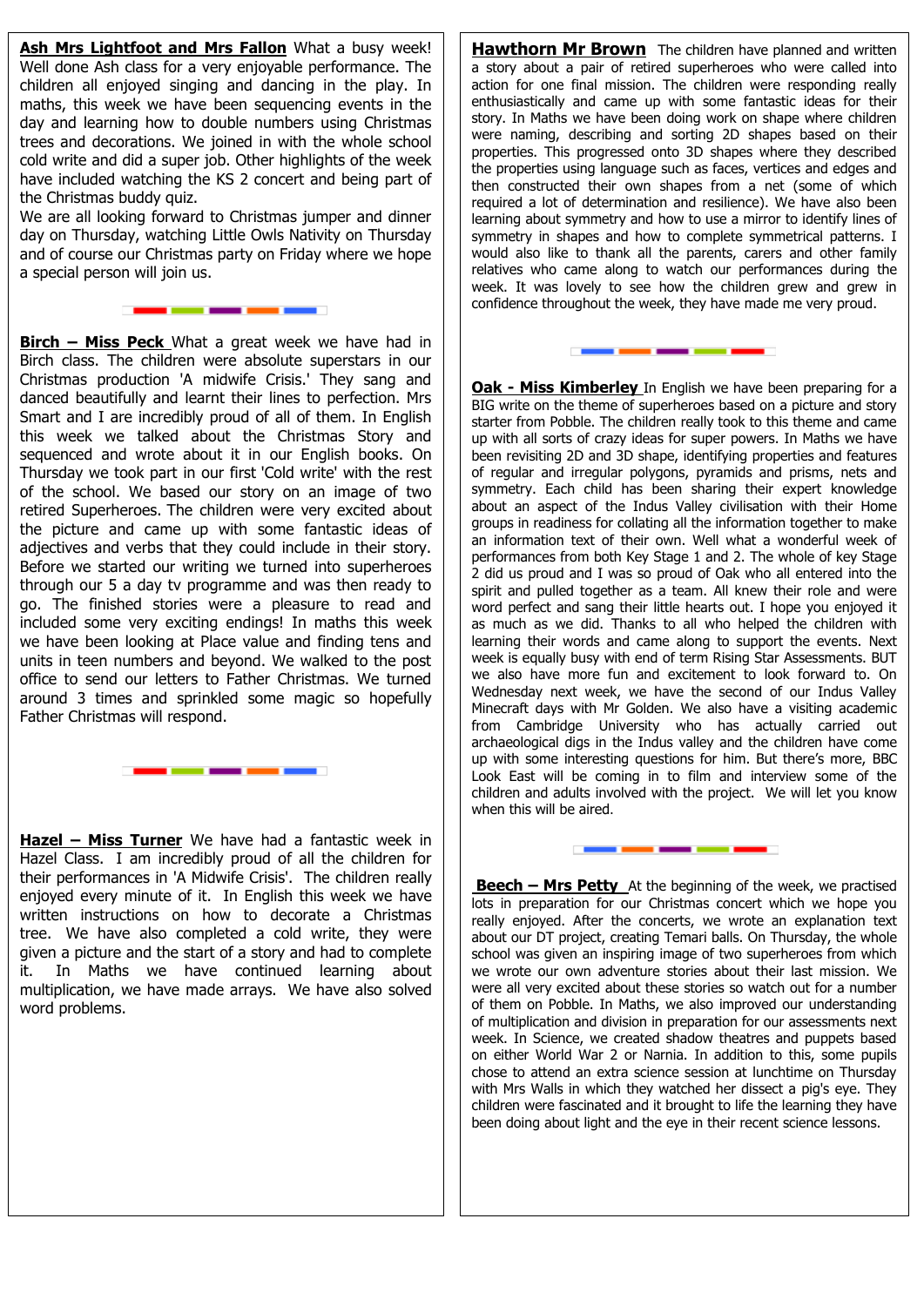**Ash Mrs Lightfoot and Mrs Fallon** What a busy week! Well done Ash class for a very enjoyable performance. The children all enjoyed singing and dancing in the play. In maths, this week we have been sequencing events in the day and learning how to double numbers using Christmas trees and decorations. We joined in with the whole school cold write and did a super job. Other highlights of the week have included watching the KS 2 concert and being part of the Christmas buddy quiz.

We are all looking forward to Christmas jumper and dinner day on Thursday, watching Little Owls Nativity on Thursday and of course our Christmas party on Friday where we hope a special person will join us.

**Birch – Miss Peck** What a great week we have had in Birch class. The children were absolute superstars in our Christmas production 'A midwife Crisis.' They sang and danced beautifully and learnt their lines to perfection. Mrs Smart and I are incredibly proud of all of them. In English this week we talked about the Christmas Story and sequenced and wrote about it in our English books. On Thursday we took part in our first 'Cold write' with the rest of the school. We based our story on an image of two retired Superheroes. The children were very excited about the picture and came up with some fantastic ideas of adjectives and verbs that they could include in their story. Before we started our writing we turned into superheroes through our 5 a day tv programme and was then ready to go. The finished stories were a pleasure to read and included some very exciting endings! In maths this week we have been looking at Place value and finding tens and units in teen numbers and beyond. We walked to the post office to send our letters to Father Christmas. We turned around 3 times and sprinkled some magic so hopefully Father Christmas will respond.

**Hazel – Miss Turner** We have had a fantastic week in Hazel Class. I am incredibly proud of all the children for their performances in 'A Midwife Crisis'. The children really enjoyed every minute of it. In English this week we have written instructions on how to decorate a Christmas tree. We have also completed a cold write, they were given a picture and the start of a story and had to complete it. In Maths we have continued learning about multiplication, we have made arrays. We have also solved word problems.

**Hawthorn Mr Brown** The children have planned and written a story about a pair of retired superheroes who were called into action for one final mission. The children were responding really enthusiastically and came up with some fantastic ideas for their story. In Maths we have been doing work on shape where children were naming, describing and sorting 2D shapes based on their properties. This progressed onto 3D shapes where they described the properties using language such as faces, vertices and edges and then constructed their own shapes from a net (some of which required a lot of determination and resilience). We have also been learning about symmetry and how to use a mirror to identify lines of symmetry in shapes and how to complete symmetrical patterns. I would also like to thank all the parents, carers and other family relatives who came along to watch our performances during the week. It was lovely to see how the children grew and grew in confidence throughout the week, they have made me very proud.

**Oak - Miss Kimberley** In English we have been preparing for a BIG write on the theme of superheroes based on a picture and story starter from Pobble. The children really took to this theme and came up with all sorts of crazy ideas for super powers. In Maths we have been revisiting 2D and 3D shape, identifying properties and features of regular and irregular polygons, pyramids and prisms, nets and symmetry. Each child has been sharing their expert knowledge about an aspect of the Indus Valley civilisation with their Home groups in readiness for collating all the information together to make an information text of their own. Well what a wonderful week of performances from both Key Stage 1 and 2. The whole of key Stage 2 did us proud and I was so proud of Oak who all entered into the spirit and pulled together as a team. All knew their role and were word perfect and sang their little hearts out. I hope you enjoyed it as much as we did. Thanks to all who helped the children with learning their words and came along to support the events. Next week is equally busy with end of term Rising Star Assessments. BUT we also have more fun and excitement to look forward to. On Wednesday next week, we have the second of our Indus Valley Minecraft days with Mr Golden. We also have a visiting academic from Cambridge University who has actually carried out archaeological digs in the Indus valley and the children have come up with some interesting questions for him. But there's more, BBC Look East will be coming in to film and interview some of the children and adults involved with the project. We will let you know when this will be aired.

**Beech – Mrs Petty** At the beginning of the week, we practised lots in preparation for our Christmas concert which we hope you really enjoyed. After the concerts, we wrote an explanation text about our DT project, creating Temari balls. On Thursday, the whole school was given an inspiring image of two superheroes from which we wrote our own adventure stories about their last mission. We were all very excited about these stories so watch out for a number of them on Pobble. In Maths, we also improved our understanding of multiplication and division in preparation for our assessments next week. In Science, we created shadow theatres and puppets based on either World War 2 or Narnia. In addition to this, some pupils chose to attend an extra science session at lunchtime on Thursday with Mrs Walls in which they watched her dissect a pig's eye. They children were fascinated and it brought to life the learning they have been doing about light and the eye in their recent science lessons.